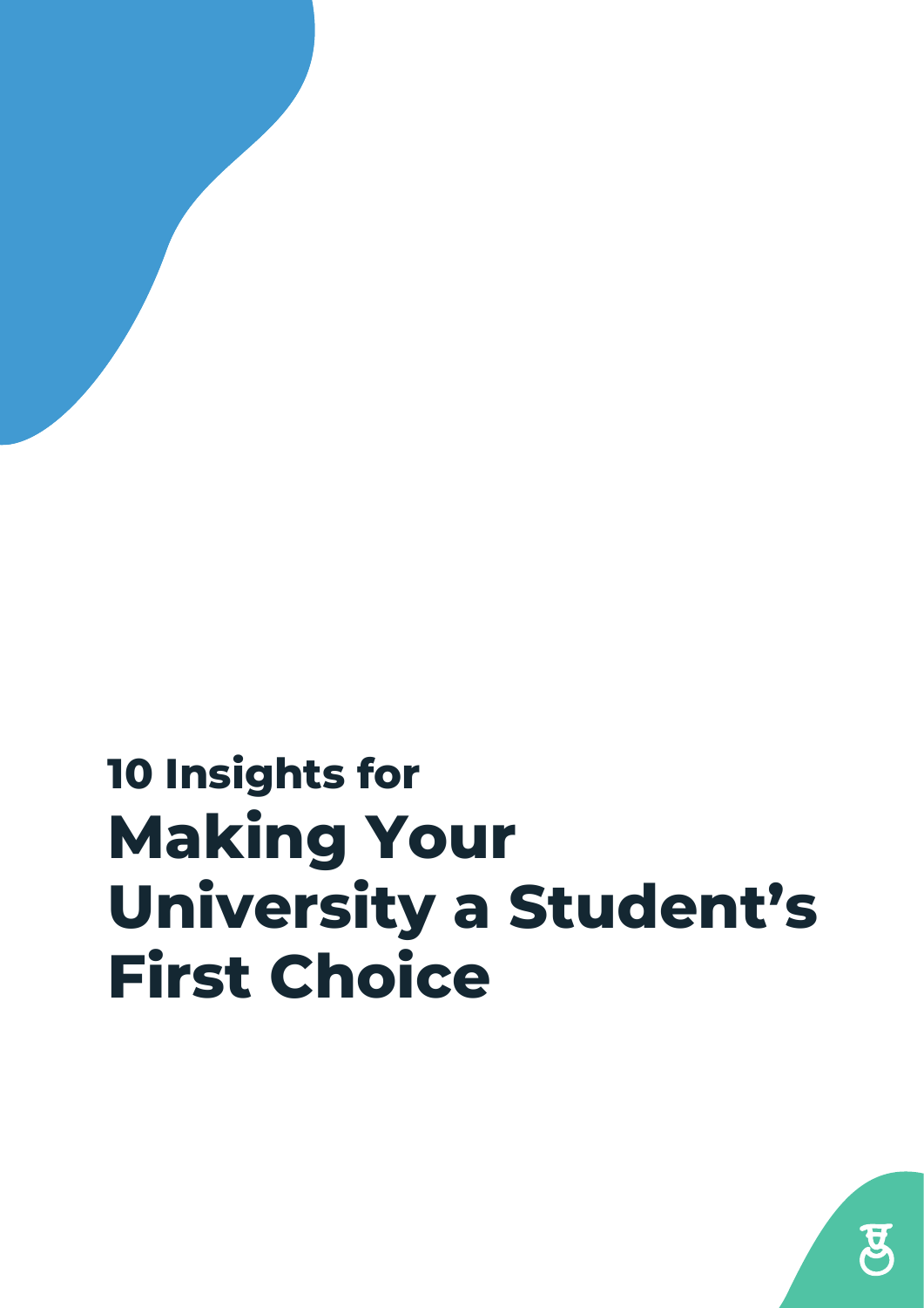# 10 Insights for Making Your University a Student's First Choice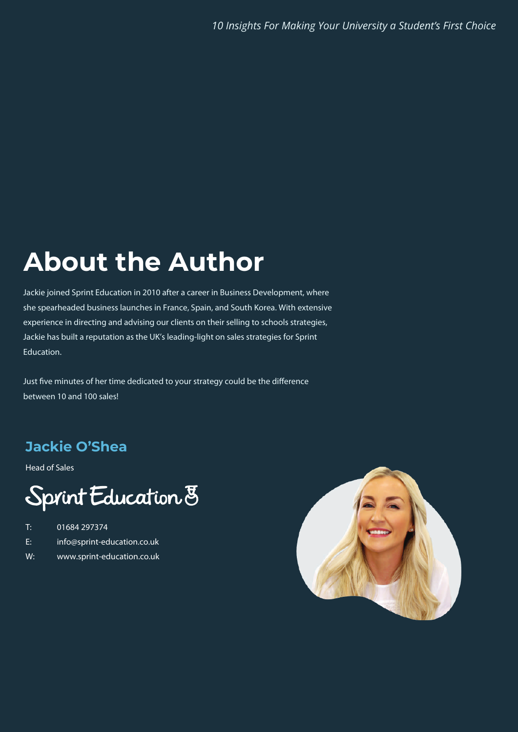# About the Author

Jackie joined Sprint Education in 2010 after a career in Business Development, where she spearheaded business launches in France, Spain, and South Korea. With extensive experience in directing and advising our clients on their selling to schools strategies, Jackie has built a reputation as the UK's leading-light on sales strategies for Sprint Education.

Just five minutes of her time dedicated to your strategy could be the difference between 10 and 100 sales!

## Jackie O'Shea

Head of Sales

Sprint Education

T: 01684 297374

E: info@sprint-education.co.uk

W: www.sprint-education.co.uk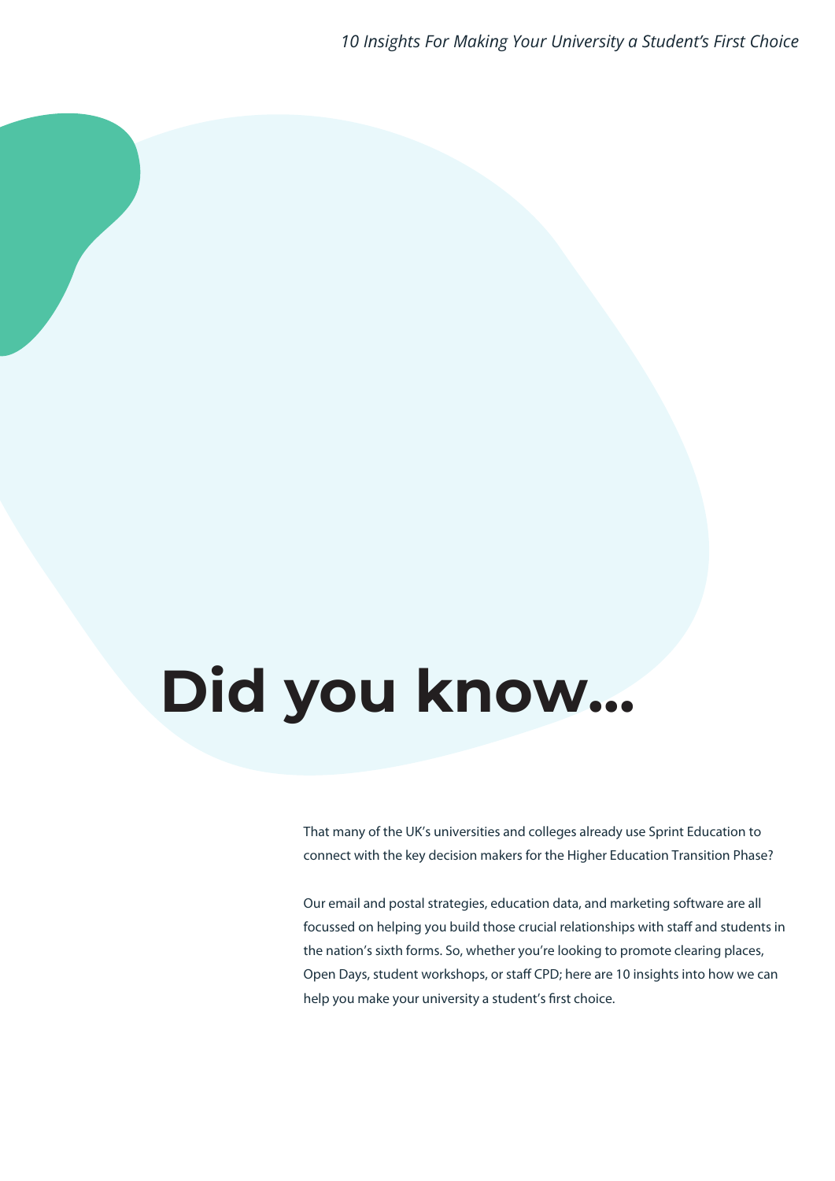# Did you know...

That many of the UK's universities and colleges already use Sprint Education to connect with the key decision makers for the Higher Education Transition Phase?

Our email and postal strategies, education data, and marketing software are all focussed on helping you build those crucial relationships with staff and students in the nation's sixth forms. So, whether you're looking to promote clearing places, Open Days, student workshops, or staff CPD; here are 10 insights into how we can help you make your university a student's first choice.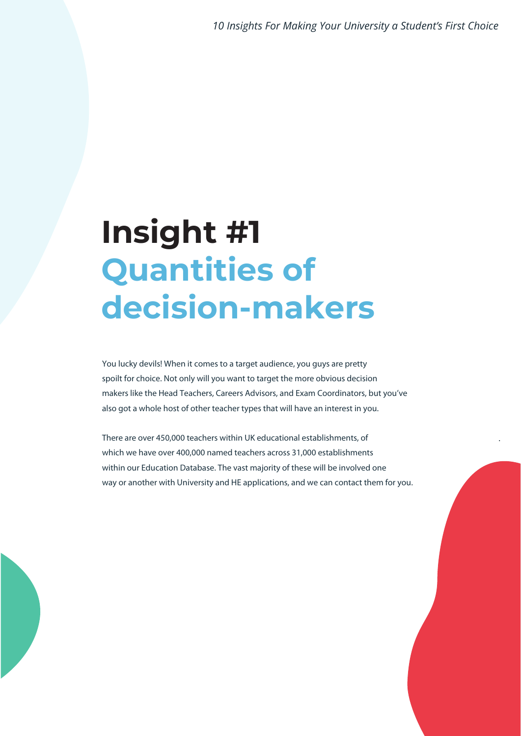# Insight #1 Quantities of decision-makers

You lucky devils! When it comes to a target audience, you guys are pretty spoilt for choice. Not only will you want to target the more obvious decision makers like the Head Teachers, Careers Advisors, and Exam Coordinators, but you've also got a whole host of other teacher types that will have an interest in you.

There are over 450,000 teachers within UK educational establishments, of which we have over 400,000 named teachers across 31,000 establishments within our Education Database. The vast majority of these will be involved one way or another with University and HE applications, and we can contact them for you.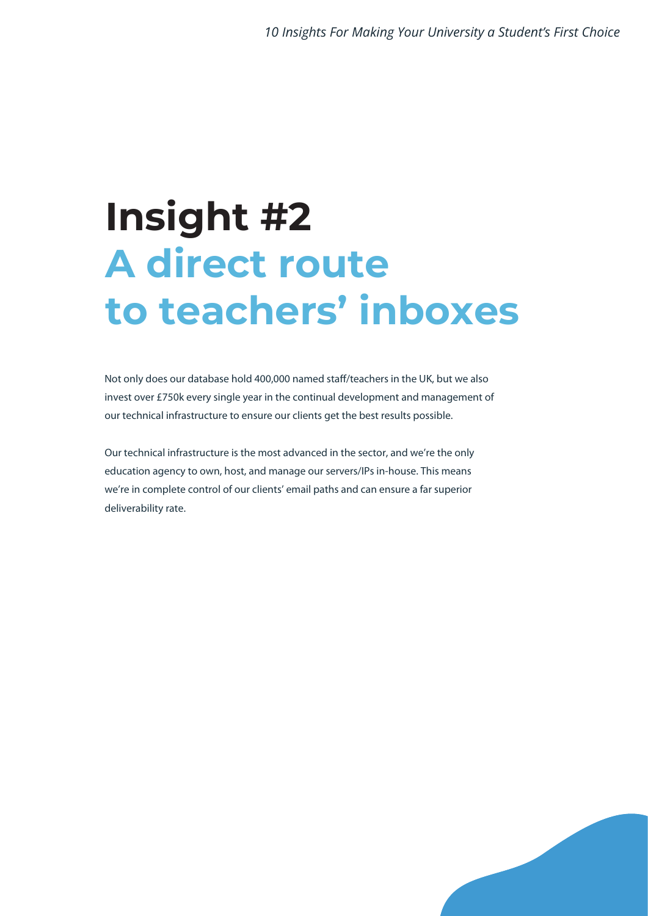# Insight #2
## A direct route to teachers' inboxes

Not only does our database hold 400,000 named staff/teachers in the UK, but we also invest over £750k every single year in the continual development and management of our technical infrastructure to ensure our clients get the best results possible.

Our technical infrastructure is the most advanced in the sector, and we're the only education agency to own, host, and manage our servers/IPs in-house. This means we're in complete control of our clients' email paths and can ensure a far superior deliverability rate.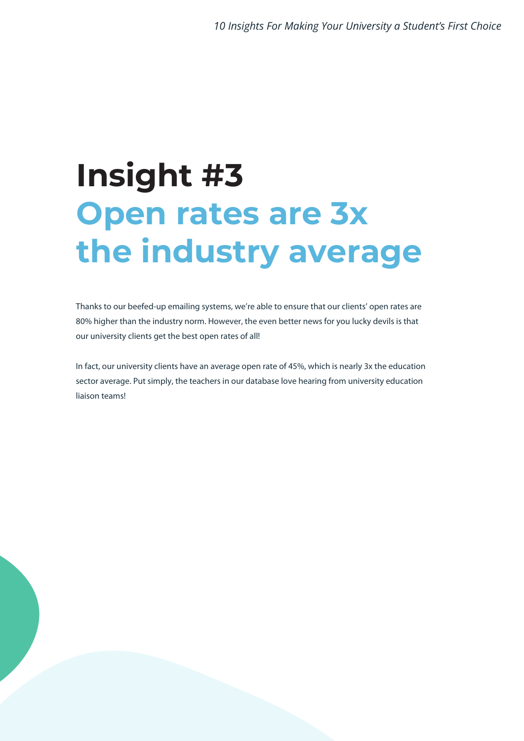# Insight #3
## Open rates are 3x the industry average

Thanks to our beefed-up emailing systems, we're able to ensure that our clients' open rates are 80% higher than the industry norm. However, the even better news for you lucky devils is that our university clients get the best open rates of all!

In fact, our university clients have an average open rate of 45%, which is nearly 3x the education sector average. Put simply, the teachers in our database love hearing from university education liaison teams!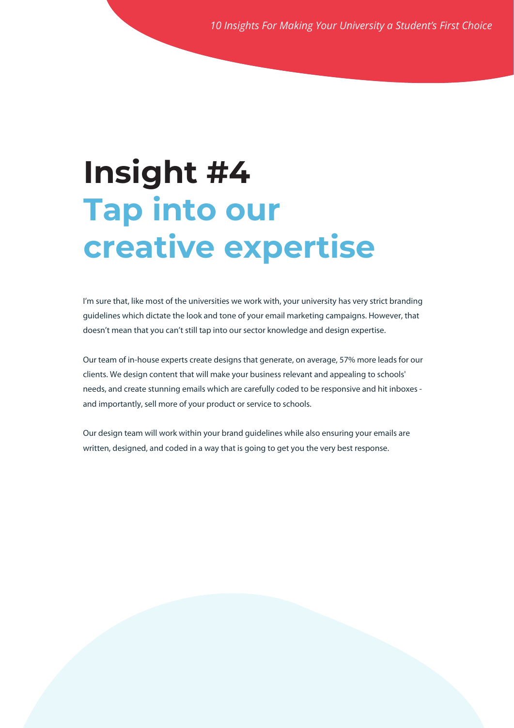# Insight #4
## Tap into our creative expertise

I'm sure that, like most of the universities we work with, your university has very strict branding guidelines which dictate the look and tone of your email marketing campaigns. However, that doesn't mean that you can't still tap into our sector knowledge and design expertise.

Our team of in-house experts create designs that generate, on average, 57% more leads for our clients. We design content that will make your business relevant and appealing to schools' needs, and create stunning emails which are carefully coded to be responsive and hit inboxes - and importantly, sell more of your product or service to schools.

Our design team will work within your brand guidelines while also ensuring your emails are written, designed, and coded in a way that is going to get you the very best response.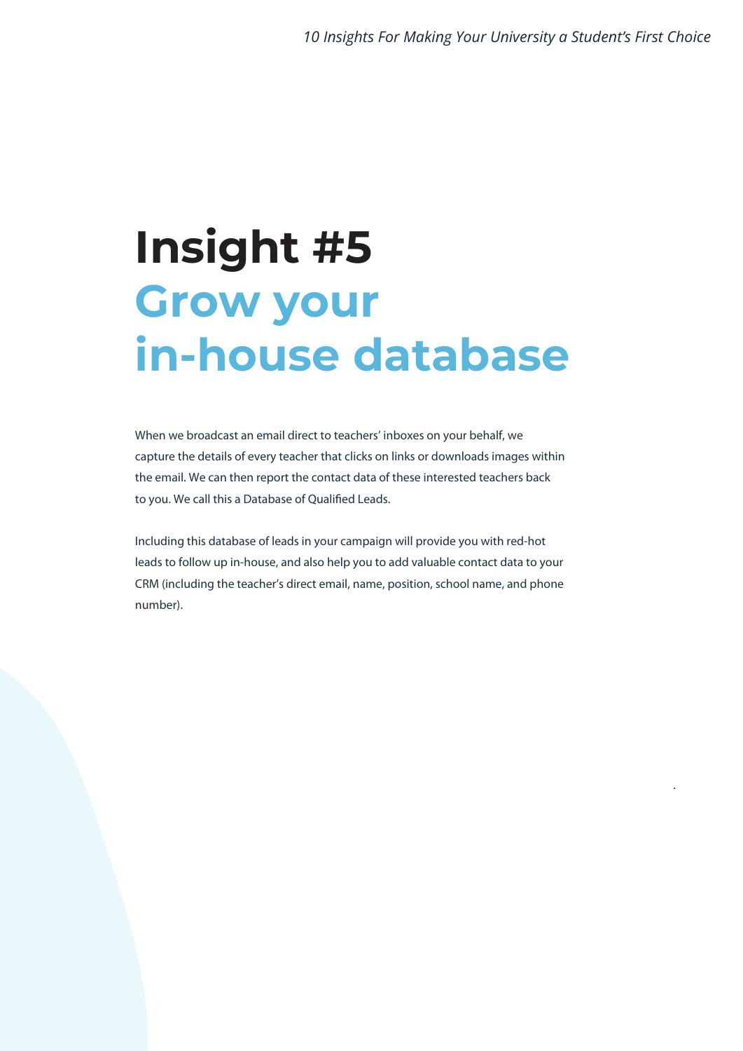# Insight #5
## Grow your in-house database

When we broadcast an email direct to teachers' inboxes on your behalf, we capture the details of every teacher that clicks on links or downloads images within the email. We can then report the contact data of these interested teachers back to you. We call this a Database of Qualified Leads.

Including this database of leads in your campaign will provide you with red-hot leads to follow up in-house, and also help you to add valuable contact data to your CRM (including the teacher's direct email, name, position, school name, and phone number).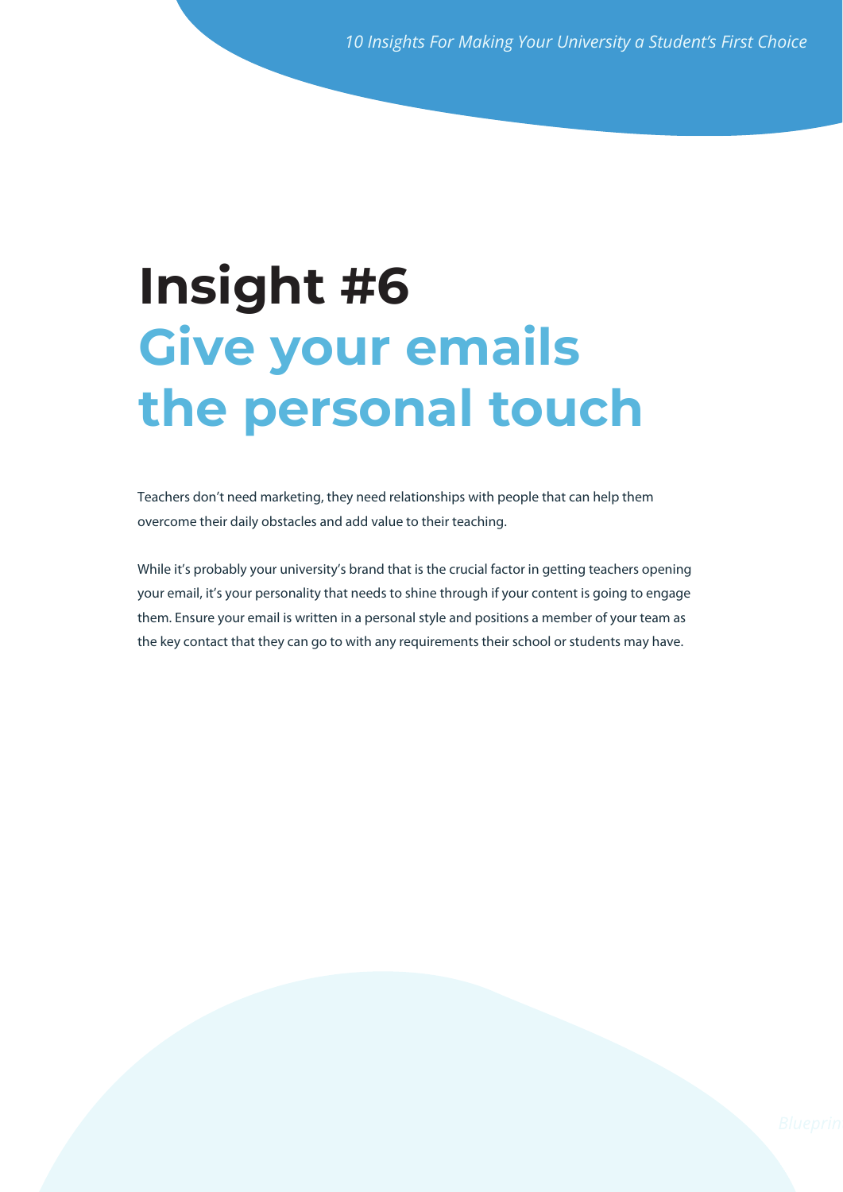# Insight #6

## Give your emails the personal touch

Teachers don't need marketing, they need relationships with people that can help them overcome their daily obstacles and add value to their teaching.

While it's probably your university's brand that is the crucial factor in getting teachers opening your email, it's your personality that needs to shine through if your content is going to engage them. Ensure your email is written in a personal style and positions a member of your team as the key contact that they can go to with any requirements their school or students may have.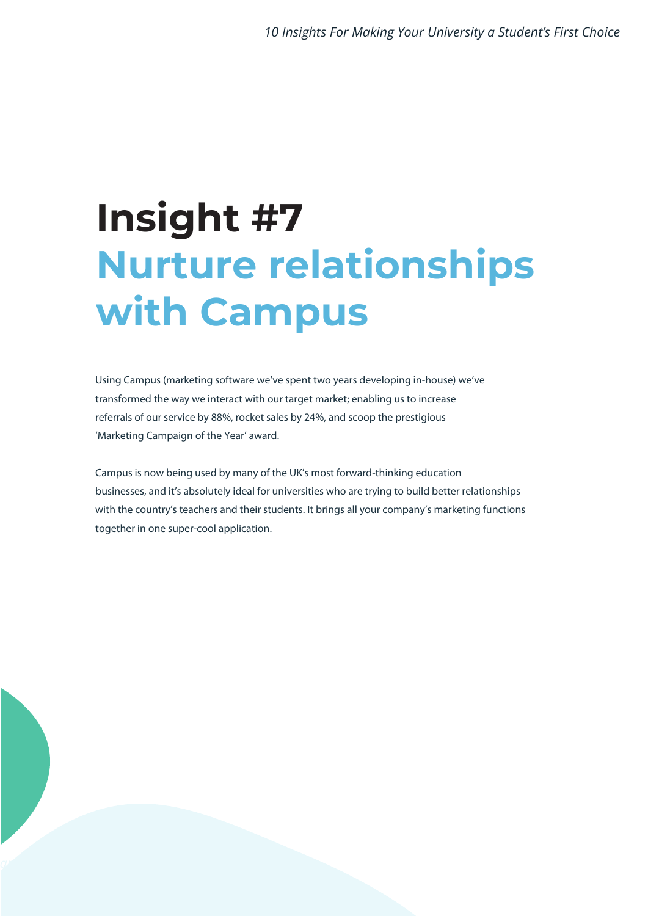# Insight #7
# Nurture relationships with Campus

Using Campus (marketing software we've spent two years developing in-house) we've transformed the way we interact with our target market; enabling us to increase referrals of our service by 88%, rocket sales by 24%, and scoop the prestigious 'Marketing Campaign of the Year' award.

Campus is now being used by many of the UK's most forward-thinking education businesses, and it's absolutely ideal for universities who are trying to build better relationships with the country's teachers and their students. It brings all your company's marketing functions together in one super-cool application.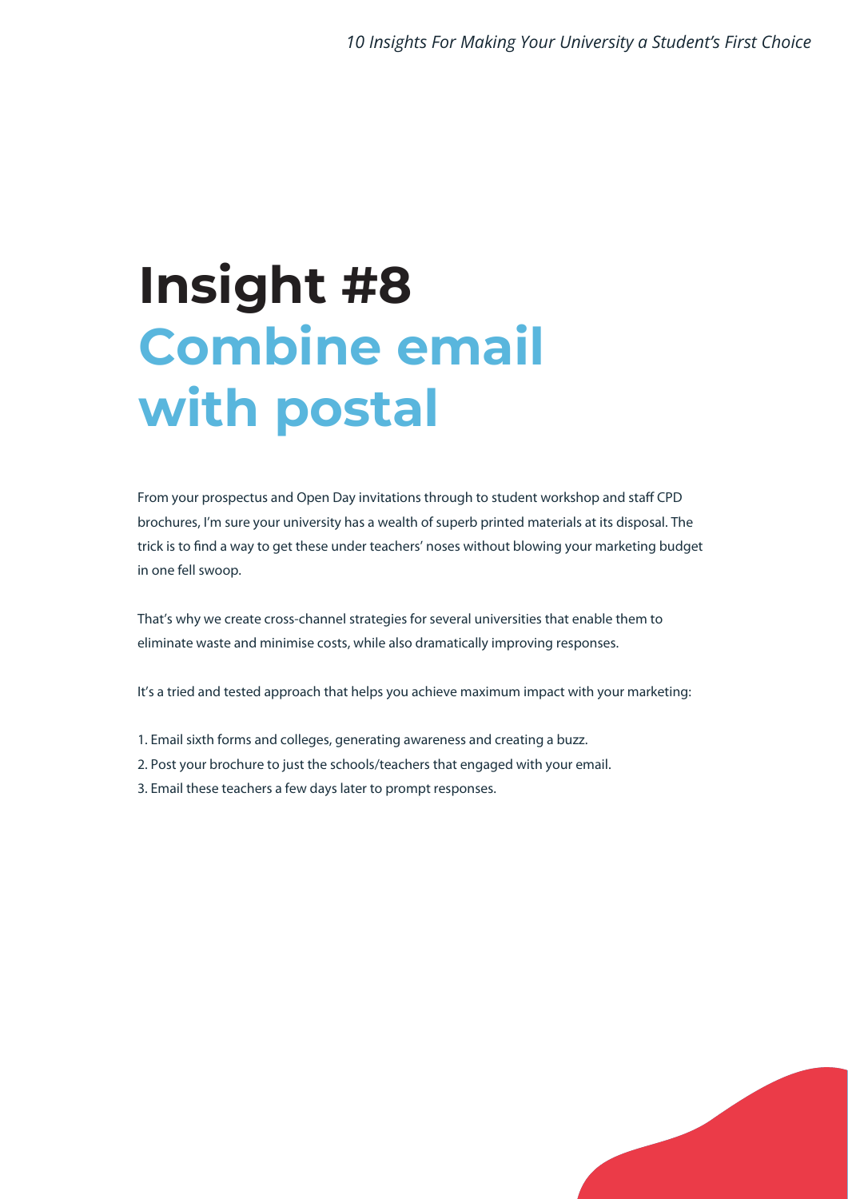# Insight #8
## Combine email with postal

From your prospectus and Open Day invitations through to student workshop and staff CPD brochures, I'm sure your university has a wealth of superb printed materials at its disposal. The trick is to find a way to get these under teachers' noses without blowing your marketing budget in one fell swoop.

That's why we create cross-channel strategies for several universities that enable them to eliminate waste and minimise costs, while also dramatically improving responses.

It's a tried and tested approach that helps you achieve maximum impact with your marketing:

1. Email sixth forms and colleges, generating awareness and creating a buzz.
2. Post your brochure to just the schools/teachers that engaged with your email.
3. Email these teachers a few days later to prompt responses.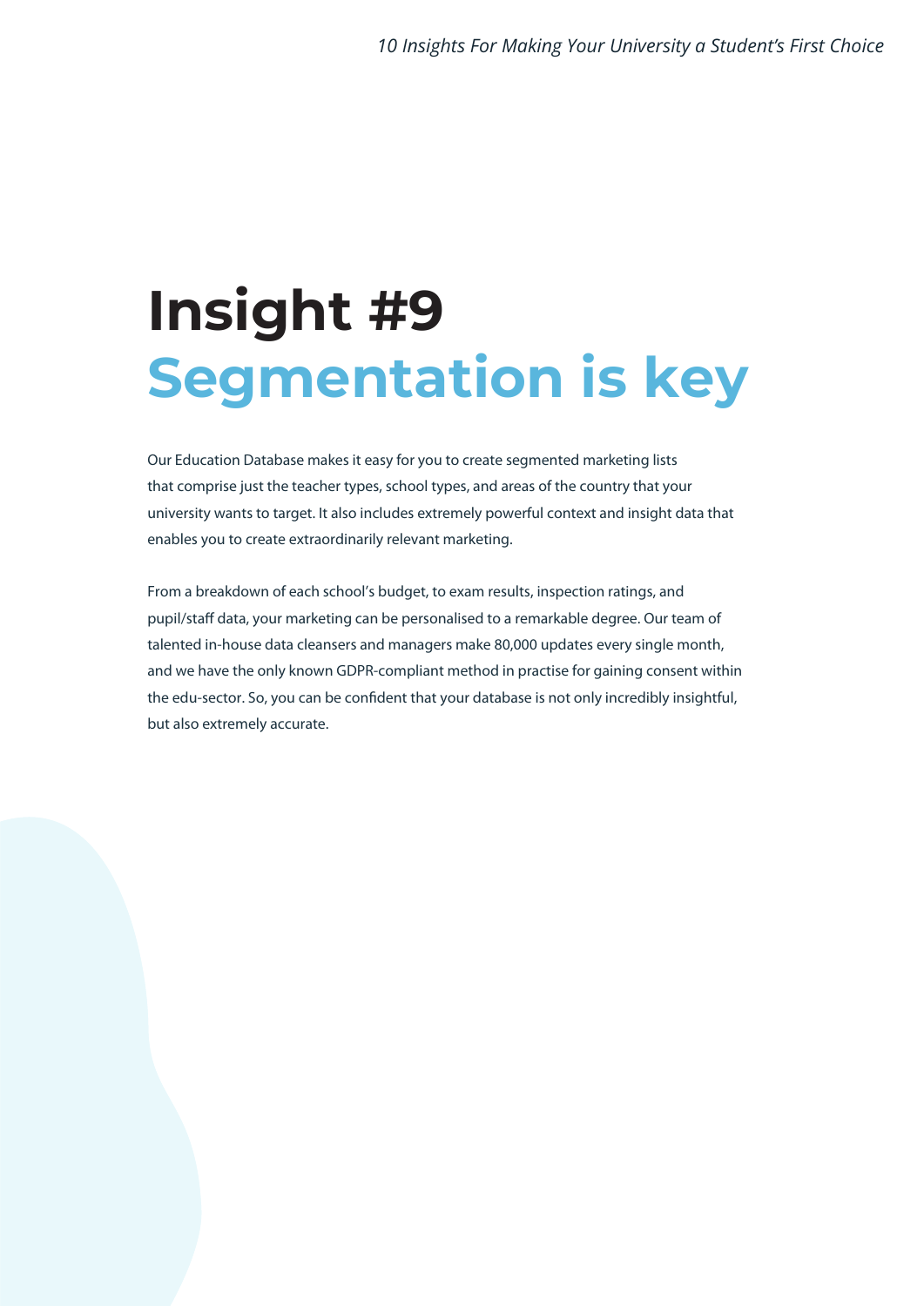# Insight #9
# Segmentation is key

Our Education Database makes it easy for you to create segmented marketing lists that comprise just the teacher types, school types, and areas of the country that your university wants to target. It also includes extremely powerful context and insight data that enables you to create extraordinarily relevant marketing.

From a breakdown of each school's budget, to exam results, inspection ratings, and pupil/staff data, your marketing can be personalised to a remarkable degree. Our team of talented in-house data cleansers and managers make 80,000 updates every single month, and we have the only known GDPR-compliant method in practise for gaining consent within the edu-sector. So, you can be confident that your database is not only incredibly insightful, but also extremely accurate.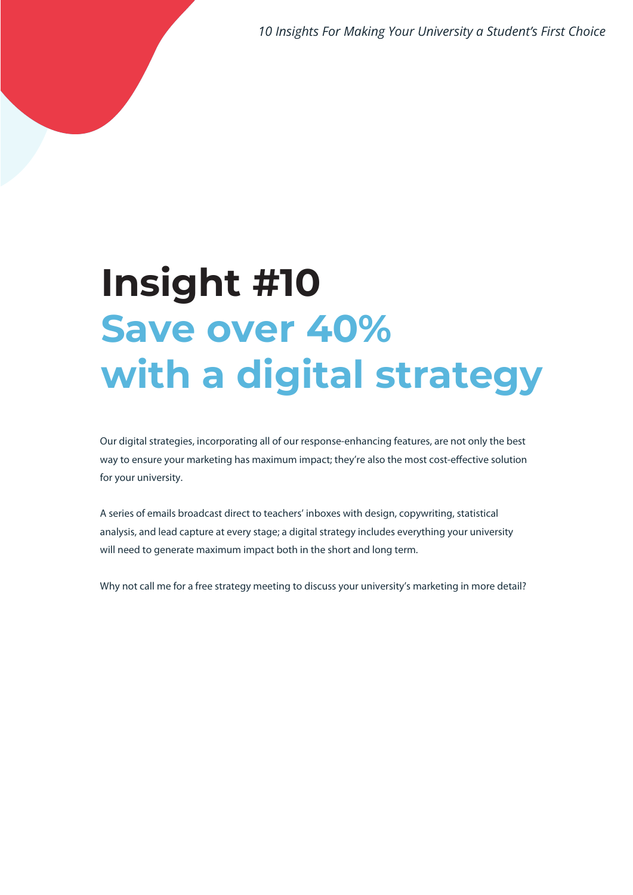# Insight #10
## Save over 40% with a digital strategy

Our digital strategies, incorporating all of our response-enhancing features, are not only the best way to ensure your marketing has maximum impact; they're also the most cost-effective solution for your university.

A series of emails broadcast direct to teachers' inboxes with design, copywriting, statistical analysis, and lead capture at every stage; a digital strategy includes everything your university will need to generate maximum impact both in the short and long term.

Why not call me for a free strategy meeting to discuss your university's marketing in more detail?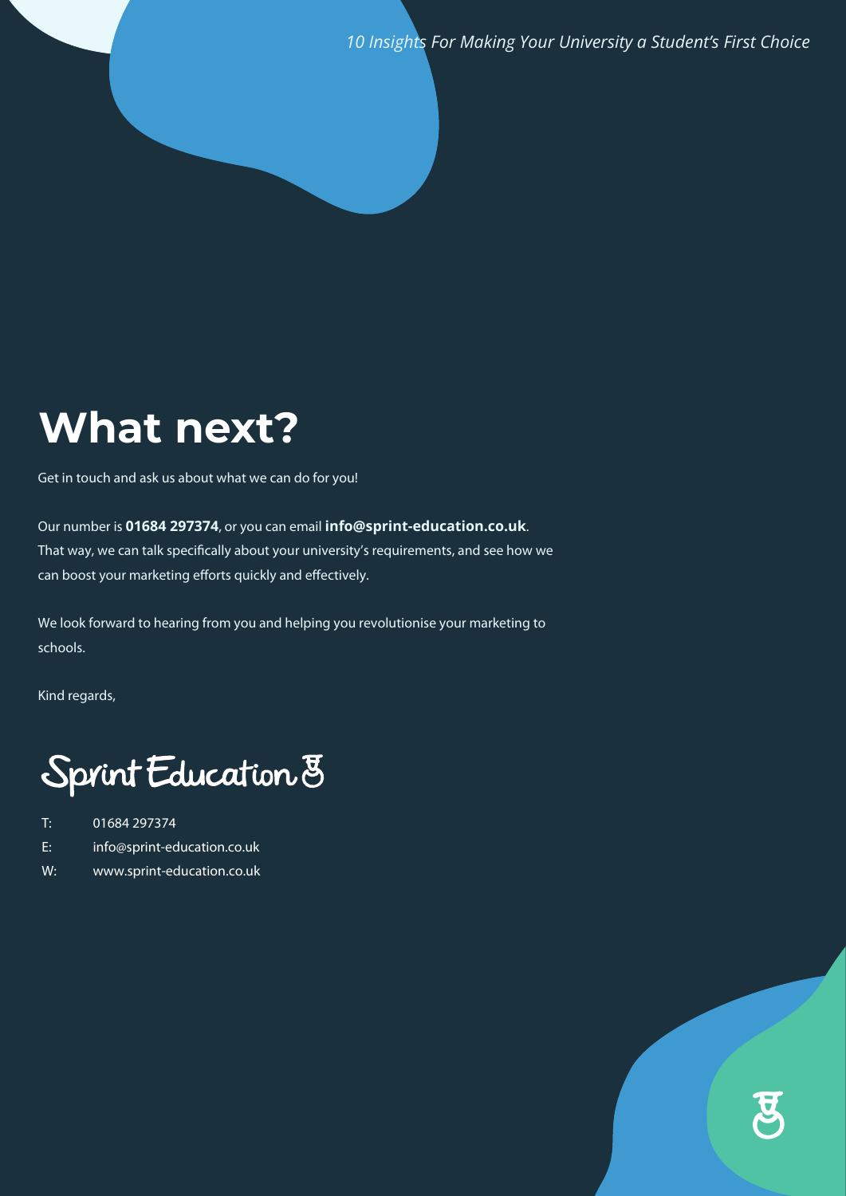# What next?

Get in touch and ask us about what we can do for you!

Our number is **01684 297374**, or you can email **info@sprint-education.co.uk**. That way, we can talk specifically about your university's requirements, and see how we can boost your marketing efforts quickly and effectively.

We look forward to hearing from you and helping you revolutionise your marketing to schools.

Kind regards,

Sprint Education

T: 01684 297374

E: info@sprint-education.co.uk

W: www.sprint-education.co.uk